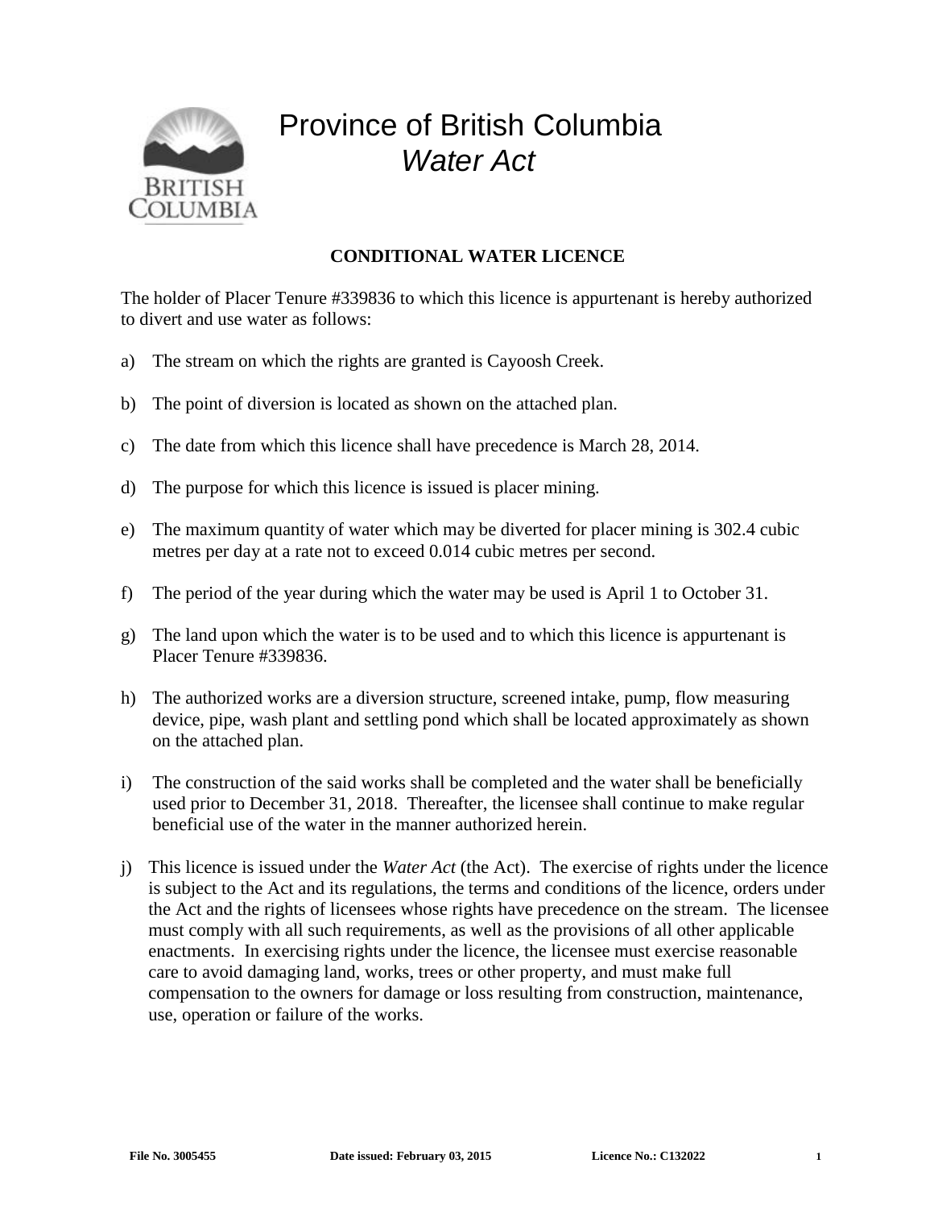# Province of British Columbia
## *Water Act*

### CONDITIONAL WATER LICENCE

The holder of Placer Tenure #339836 to which this licence is appurtenant is hereby authorized to divert and use water as follows:

a) The stream on which the rights are granted is Cayoosh Creek.

b) The point of diversion is located as shown on the attached plan.

c) The date from which this licence shall have precedence is March 28, 2014.

d) The purpose for which this licence is issued is placer mining.

e) The maximum quantity of water which may be diverted for placer mining is 302.4 cubic metres per day at a rate not to exceed 0.014 cubic metres per second.

f) The period of the year during which the water may be used is April 1 to October 31.

g) The land upon which the water is to be used and to which this licence is appurtenant is Placer Tenure #339836.

h) The authorized works are a diversion structure, screened intake, pump, flow measuring device, pipe, wash plant and settling pond which shall be located approximately as shown on the attached plan.

i) The construction of the said works shall be completed and the water shall be beneficially used prior to December 31, 2018. Thereafter, the licensee shall continue to make regular beneficial use of the water in the manner authorized herein.

j) This licence is issued under the *Water Act* (the Act). The exercise of rights under the licence is subject to the Act and its regulations, the terms and conditions of the licence, orders under the Act and the rights of licensees whose rights have precedence on the stream. The licensee must comply with all such requirements, as well as the provisions of all other applicable enactments. In exercising rights under the licence, the licensee must exercise reasonable care to avoid damaging land, works, trees or other property, and must make full compensation to the owners for damage or loss resulting from construction, maintenance, use, operation or failure of the works.

**File No. 3005455** **Date issued: February 03, 2015** **Licence No.: C132022**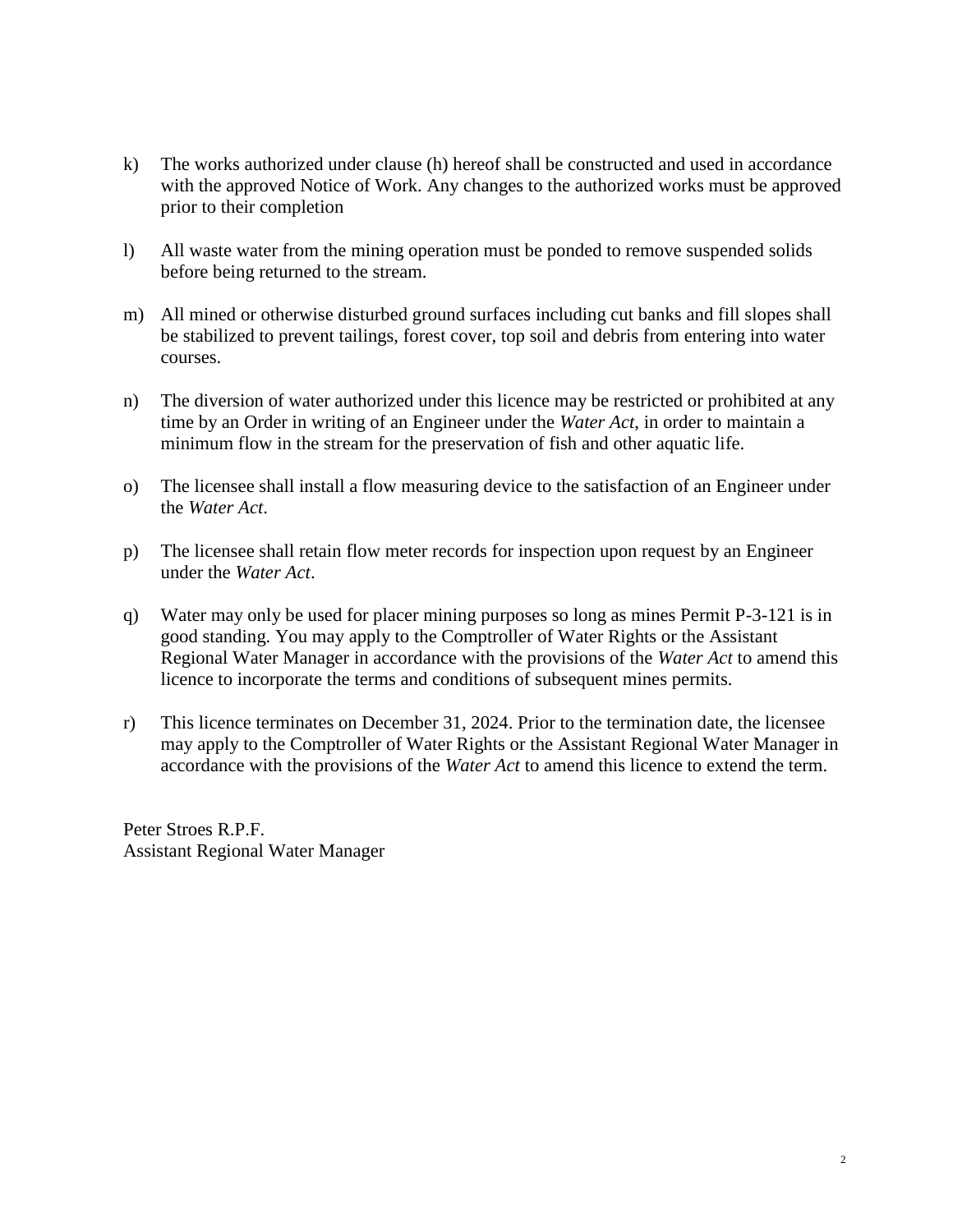k) The works authorized under clause (h) hereof shall be constructed and used in accordance with the approved Notice of Work. Any changes to the authorized works must be approved prior to their completion

l) All waste water from the mining operation must be ponded to remove suspended solids before being returned to the stream.

m) All mined or otherwise disturbed ground surfaces including cut banks and fill slopes shall be stabilized to prevent tailings, forest cover, top soil and debris from entering into water courses.

n) The diversion of water authorized under this licence may be restricted or prohibited at any time by an Order in writing of an Engineer under the *Water Act*, in order to maintain a minimum flow in the stream for the preservation of fish and other aquatic life.

o) The licensee shall install a flow measuring device to the satisfaction of an Engineer under the *Water Act*.

p) The licensee shall retain flow meter records for inspection upon request by an Engineer under the *Water Act*.

q) Water may only be used for placer mining purposes so long as mines Permit P-3-121 is in good standing. You may apply to the Comptroller of Water Rights or the Assistant Regional Water Manager in accordance with the provisions of the *Water Act* to amend this licence to incorporate the terms and conditions of subsequent mines permits.

r) This licence terminates on December 31, 2024. Prior to the termination date, the licensee may apply to the Comptroller of Water Rights or the Assistant Regional Water Manager in accordance with the provisions of the *Water Act* to amend this licence to extend the term.

Peter Stroes R.P.F.
Assistant Regional Water Manager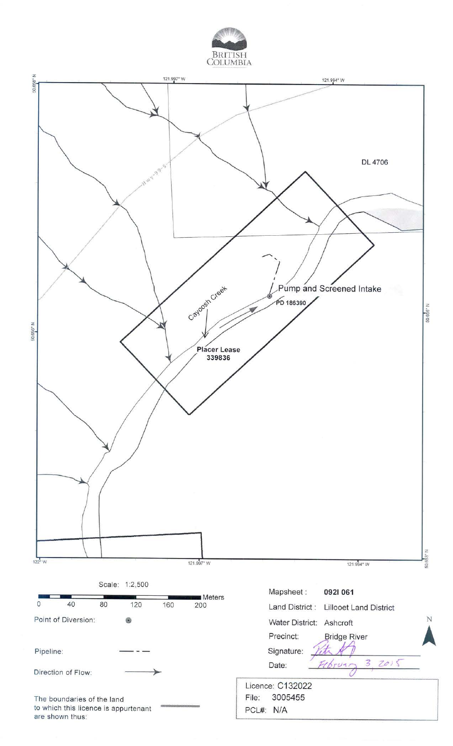BRITISH COLUMBIA

121.997° W

121.994° W

50.658° N

DL 4706

Hwy-99-S

Pump and Screened Intake

PD 186390

Cayoosh Creek

Placer Lease
339836

50.656° N

50.656° N

122° W

121.997° W

121.994° W

50.653° N

Scale: 1:2,500

0 40 80 120 160 200 Meters

Point of Diversion:

Pipeline:

Direction of Flow:

The boundaries of the land to which this licence is appurtenant are shown thus:

Mapsheet: **092I 061**

Land District: Lillooet Land District

Water District: Ashcroft

Precinct: Bridge River

Signature:

Date: February 3, 2015

N

Licence: C132022

File: 3005455

PCL#: N/A